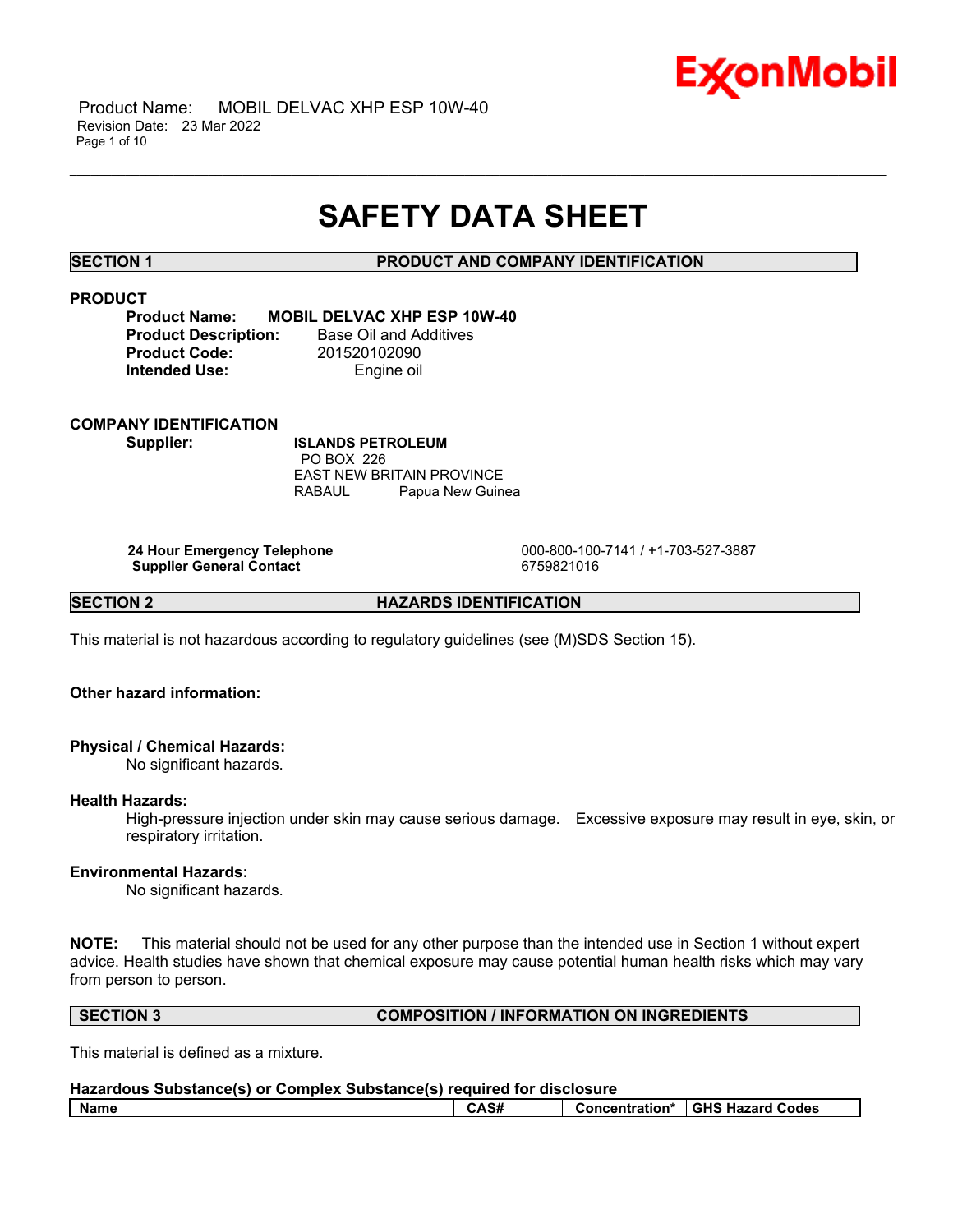# SAFETY DATA SHEET

## SECTION 1 PRODUCT AND COMPANY IDENTIFICATION

### PRODUCT

**Product Name:** **MOBIL DELVAC XHP ESP 10W-40**
**Product Description:** Base Oil and Additives
**Product Code:** 201520102090
**Intended Use:** Engine oil

### COMPANY IDENTIFICATION

**Supplier:** **ISLANDS PETROLEUM**
PO BOX 226
EAST NEW BRITAIN PROVINCE
RABAUL Papua New Guinea

**24 Hour Emergency Telephone** 000-800-100-7141 / +1-703-527-3887
**Supplier General Contact** 6759821016

## SECTION 2 HAZARDS IDENTIFICATION

This material is not hazardous according to regulatory guidelines (see (M)SDS Section 15).

**Other hazard information:**

**Physical / Chemical Hazards:**
No significant hazards.

**Health Hazards:**
High-pressure injection under skin may cause serious damage. Excessive exposure may result in eye, skin, or respiratory irritation.

**Environmental Hazards:**
No significant hazards.

**NOTE:** This material should not be used for any other purpose than the intended use in Section 1 without expert advice. Health studies have shown that chemical exposure may cause potential human health risks which may vary from person to person.

## SECTION 3 COMPOSITION / INFORMATION ON INGREDIENTS

This material is defined as a mixture.

**Hazardous Substance(s) or Complex Substance(s) required for disclosure**

| Name | CAS# | Concentration* | GHS Hazard Codes |
|---|---|---|---|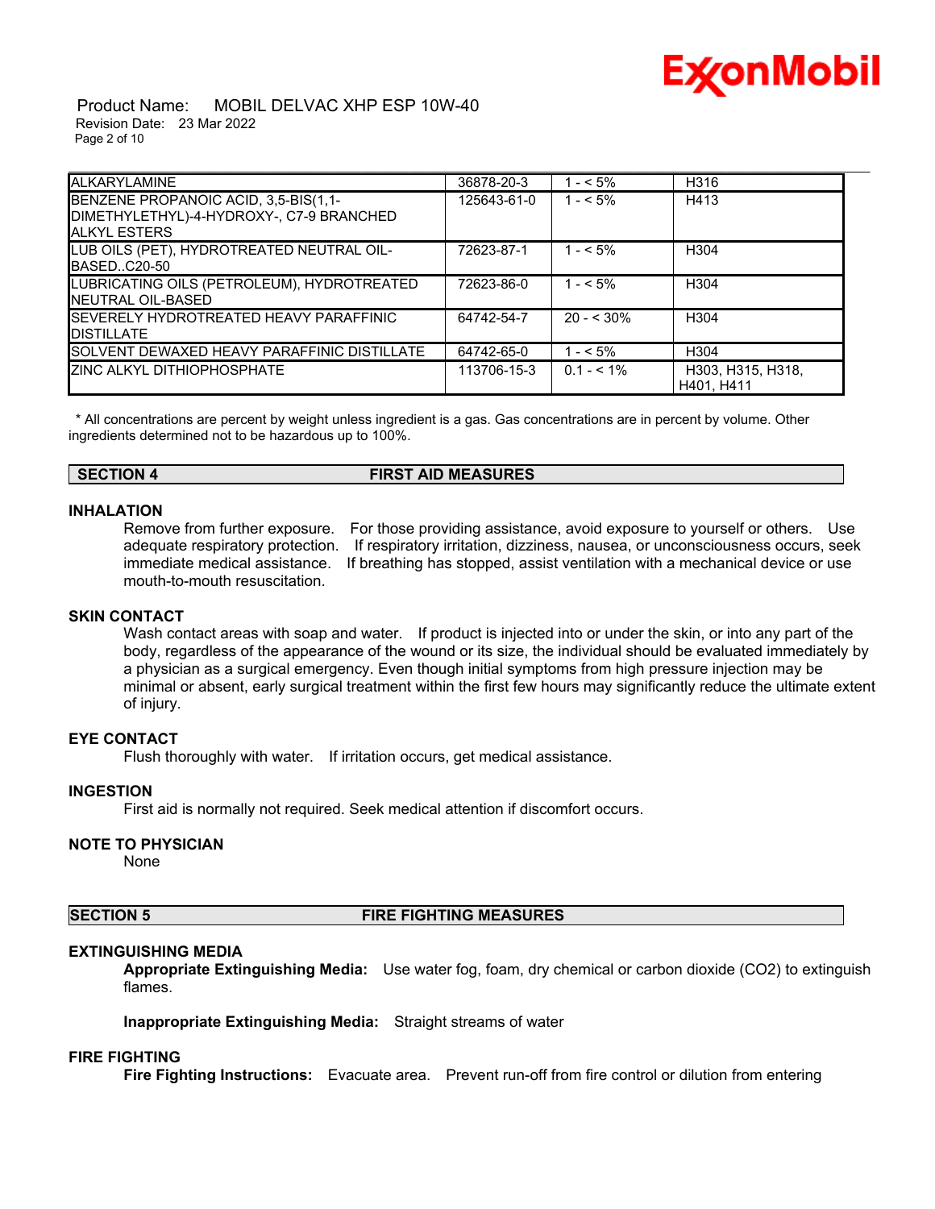| | | | |
|---|---|---|---|
| ALKARYLAMINE | 36878-20-3 | 1 - < 5% | H316 |
| BENZENE PROPANOIC ACID, 3,5-BIS(1,1-DIMETHYLETHYL)-4-HYDROXY-, C7-9 BRANCHED ALKYL ESTERS | 125643-61-0 | 1 - < 5% | H413 |
| LUB OILS (PET), HYDROTREATED NEUTRAL OIL-BASED..C20-50 | 72623-87-1 | 1 - < 5% | H304 |
| LUBRICATING OILS (PETROLEUM), HYDROTREATED NEUTRAL OIL-BASED | 72623-86-0 | 1 - < 5% | H304 |
| SEVERELY HYDROTREATED HEAVY PARAFFINIC DISTILLATE | 64742-54-7 | 20 - < 30% | H304 |
| SOLVENT DEWAXED HEAVY PARAFFINIC DISTILLATE | 64742-65-0 | 1 - < 5% | H304 |
| ZINC ALKYL DITHIOPHOSPHATE | 113706-15-3 | 0.1 - < 1% | H303, H315, H318, H401, H411 |

* All concentrations are percent by weight unless ingredient is a gas. Gas concentrations are in percent by volume. Other ingredients determined not to be hazardous up to 100%.

## SECTION 4 FIRST AID MEASURES

### INHALATION

Remove from further exposure. For those providing assistance, avoid exposure to yourself or others. Use adequate respiratory protection. If respiratory irritation, dizziness, nausea, or unconsciousness occurs, seek immediate medical assistance. If breathing has stopped, assist ventilation with a mechanical device or use mouth-to-mouth resuscitation.

### SKIN CONTACT

Wash contact areas with soap and water. If product is injected into or under the skin, or into any part of the body, regardless of the appearance of the wound or its size, the individual should be evaluated immediately by a physician as a surgical emergency. Even though initial symptoms from high pressure injection may be minimal or absent, early surgical treatment within the first few hours may significantly reduce the ultimate extent of injury.

### EYE CONTACT

Flush thoroughly with water. If irritation occurs, get medical assistance.

### INGESTION

First aid is normally not required. Seek medical attention if discomfort occurs.

### NOTE TO PHYSICIAN

None

## SECTION 5 FIRE FIGHTING MEASURES

### EXTINGUISHING MEDIA

**Appropriate Extinguishing Media:** Use water fog, foam, dry chemical or carbon dioxide ($CO_2$) to extinguish flames.

**Inappropriate Extinguishing Media:** Straight streams of water

### FIRE FIGHTING

**Fire Fighting Instructions:** Evacuate area. Prevent run-off from fire control or dilution from entering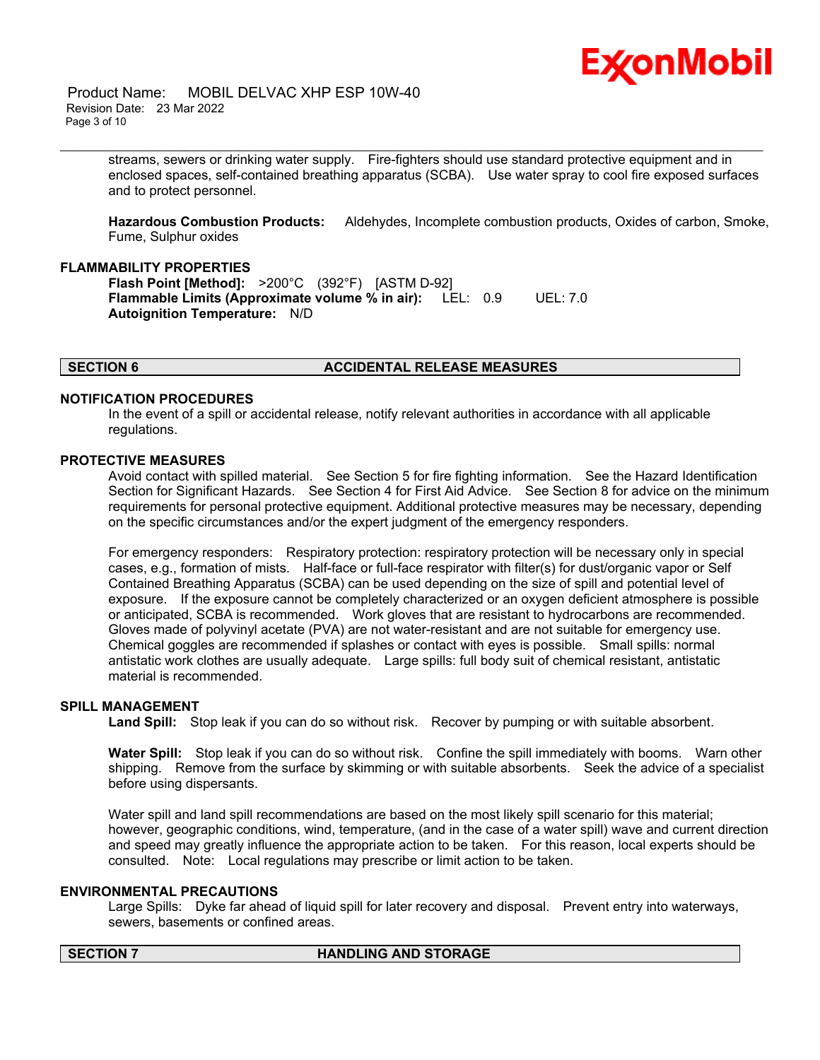streams, sewers or drinking water supply. Fire-fighters should use standard protective equipment and in enclosed spaces, self-contained breathing apparatus (SCBA). Use water spray to cool fire exposed surfaces and to protect personnel.

**Hazardous Combustion Products:** Aldehydes, Incomplete combustion products, Oxides of carbon, Smoke, Fume, Sulphur oxides

### FLAMMABILITY PROPERTIES

**Flash Point [Method]:** >200°C (392°F) [ASTM D-92]
**Flammable Limits (Approximate volume % in air):** LEL: 0.9 UEL: 7.0
**Autoignition Temperature:** N/D

## SECTION 6 ACCIDENTAL RELEASE MEASURES

### NOTIFICATION PROCEDURES

In the event of a spill or accidental release, notify relevant authorities in accordance with all applicable regulations.

### PROTECTIVE MEASURES

Avoid contact with spilled material. See Section 5 for fire fighting information. See the Hazard Identification Section for Significant Hazards. See Section 4 for First Aid Advice. See Section 8 for advice on the minimum requirements for personal protective equipment. Additional protective measures may be necessary, depending on the specific circumstances and/or the expert judgment of the emergency responders.

For emergency responders: Respiratory protection: respiratory protection will be necessary only in special cases, e.g., formation of mists. Half-face or full-face respirator with filter(s) for dust/organic vapor or Self Contained Breathing Apparatus (SCBA) can be used depending on the size of spill and potential level of exposure. If the exposure cannot be completely characterized or an oxygen deficient atmosphere is possible or anticipated, SCBA is recommended. Work gloves that are resistant to hydrocarbons are recommended. Gloves made of polyvinyl acetate (PVA) are not water-resistant and are not suitable for emergency use. Chemical goggles are recommended if splashes or contact with eyes is possible. Small spills: normal antistatic work clothes are usually adequate. Large spills: full body suit of chemical resistant, antistatic material is recommended.

### SPILL MANAGEMENT

**Land Spill:** Stop leak if you can do so without risk. Recover by pumping or with suitable absorbent.

**Water Spill:** Stop leak if you can do so without risk. Confine the spill immediately with booms. Warn other shipping. Remove from the surface by skimming or with suitable absorbents. Seek the advice of a specialist before using dispersants.

Water spill and land spill recommendations are based on the most likely spill scenario for this material; however, geographic conditions, wind, temperature, (and in the case of a water spill) wave and current direction and speed may greatly influence the appropriate action to be taken. For this reason, local experts should be consulted. Note: Local regulations may prescribe or limit action to be taken.

### ENVIRONMENTAL PRECAUTIONS

Large Spills: Dyke far ahead of liquid spill for later recovery and disposal. Prevent entry into waterways, sewers, basements or confined areas.

## SECTION 7 HANDLING AND STORAGE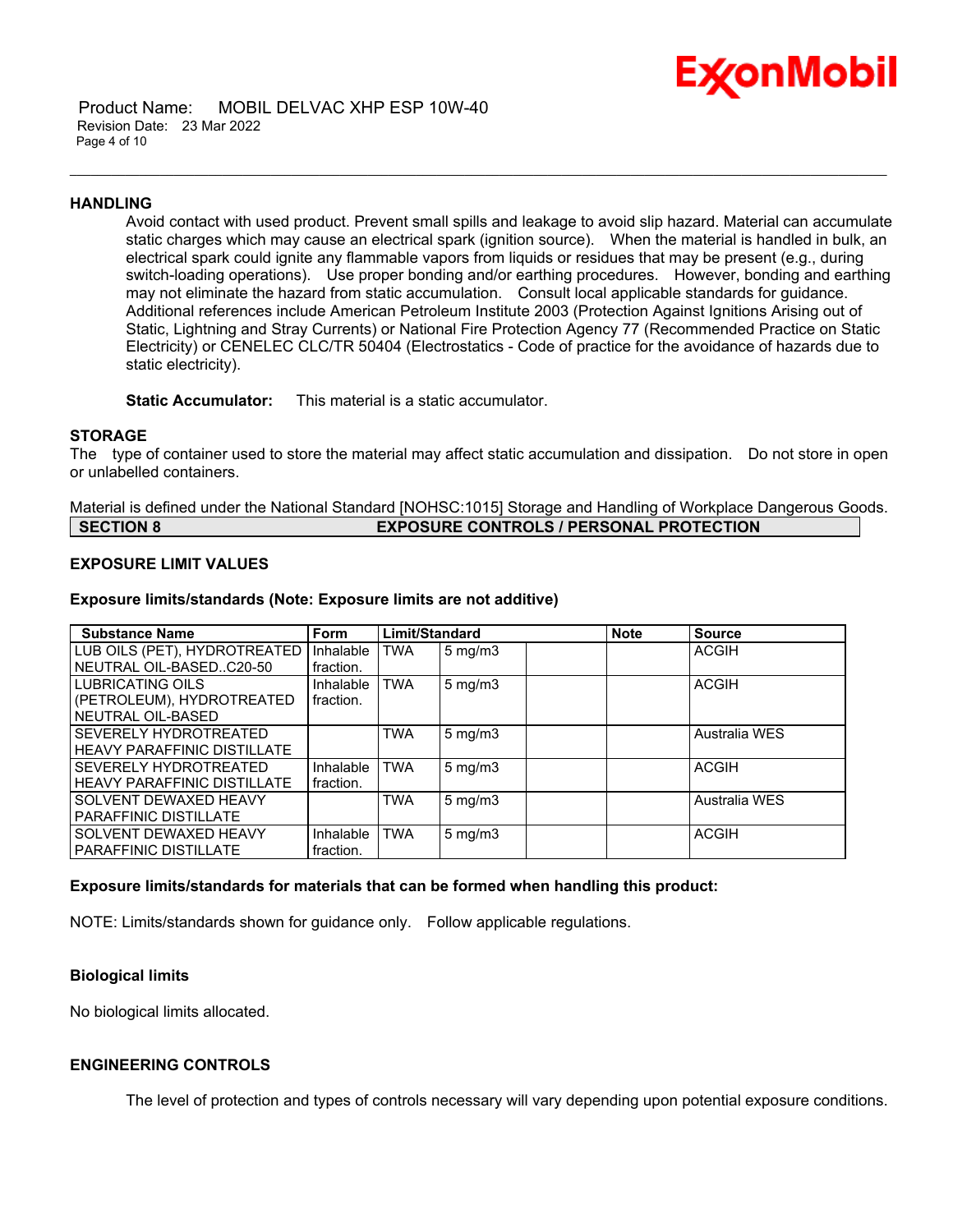### HANDLING

Avoid contact with used product. Prevent small spills and leakage to avoid slip hazard. Material can accumulate static charges which may cause an electrical spark (ignition source). When the material is handled in bulk, an electrical spark could ignite any flammable vapors from liquids or residues that may be present (e.g., during switch-loading operations). Use proper bonding and/or earthing procedures. However, bonding and earthing may not eliminate the hazard from static accumulation. Consult local applicable standards for guidance. Additional references include American Petroleum Institute 2003 (Protection Against Ignitions Arising out of Static, Lightning and Stray Currents) or National Fire Protection Agency 77 (Recommended Practice on Static Electricity) or CENELEC CLC/TR 50404 (Electrostatics - Code of practice for the avoidance of hazards due to static electricity).

**Static Accumulator:** This material is a static accumulator.

### STORAGE

The type of container used to store the material may affect static accumulation and dissipation. Do not store in open or unlabelled containers.

Material is defined under the National Standard [NOHSC:1015] Storage and Handling of Workplace Dangerous Goods.

## SECTION 8 EXPOSURE CONTROLS / PERSONAL PROTECTION

### EXPOSURE LIMIT VALUES

**Exposure limits/standards (Note: Exposure limits are not additive)**

| Substance Name | Form | Limit/Standard | | | Note | Source |
|---|---|---|---|---|---|---|
| LUB OILS (PET), HYDROTREATED NEUTRAL OIL-BASED..C20-50 | Inhalable fraction. | TWA | 5 mg/m3 | | | ACGIH |
| LUBRICATING OILS (PETROLEUM), HYDROTREATED NEUTRAL OIL-BASED | Inhalable fraction. | TWA | 5 mg/m3 | | | ACGIH |
| SEVERELY HYDROTREATED HEAVY PARAFFINIC DISTILLATE | | TWA | 5 mg/m3 | | | Australia WES |
| SEVERELY HYDROTREATED HEAVY PARAFFINIC DISTILLATE | Inhalable fraction. | TWA | 5 mg/m3 | | | ACGIH |
| SOLVENT DEWAXED HEAVY PARAFFINIC DISTILLATE | | TWA | 5 mg/m3 | | | Australia WES |
| SOLVENT DEWAXED HEAVY PARAFFINIC DISTILLATE | Inhalable fraction. | TWA | 5 mg/m3 | | | ACGIH |

**Exposure limits/standards for materials that can be formed when handling this product:**

NOTE: Limits/standards shown for guidance only. Follow applicable regulations.

**Biological limits**

No biological limits allocated.

### ENGINEERING CONTROLS

The level of protection and types of controls necessary will vary depending upon potential exposure conditions.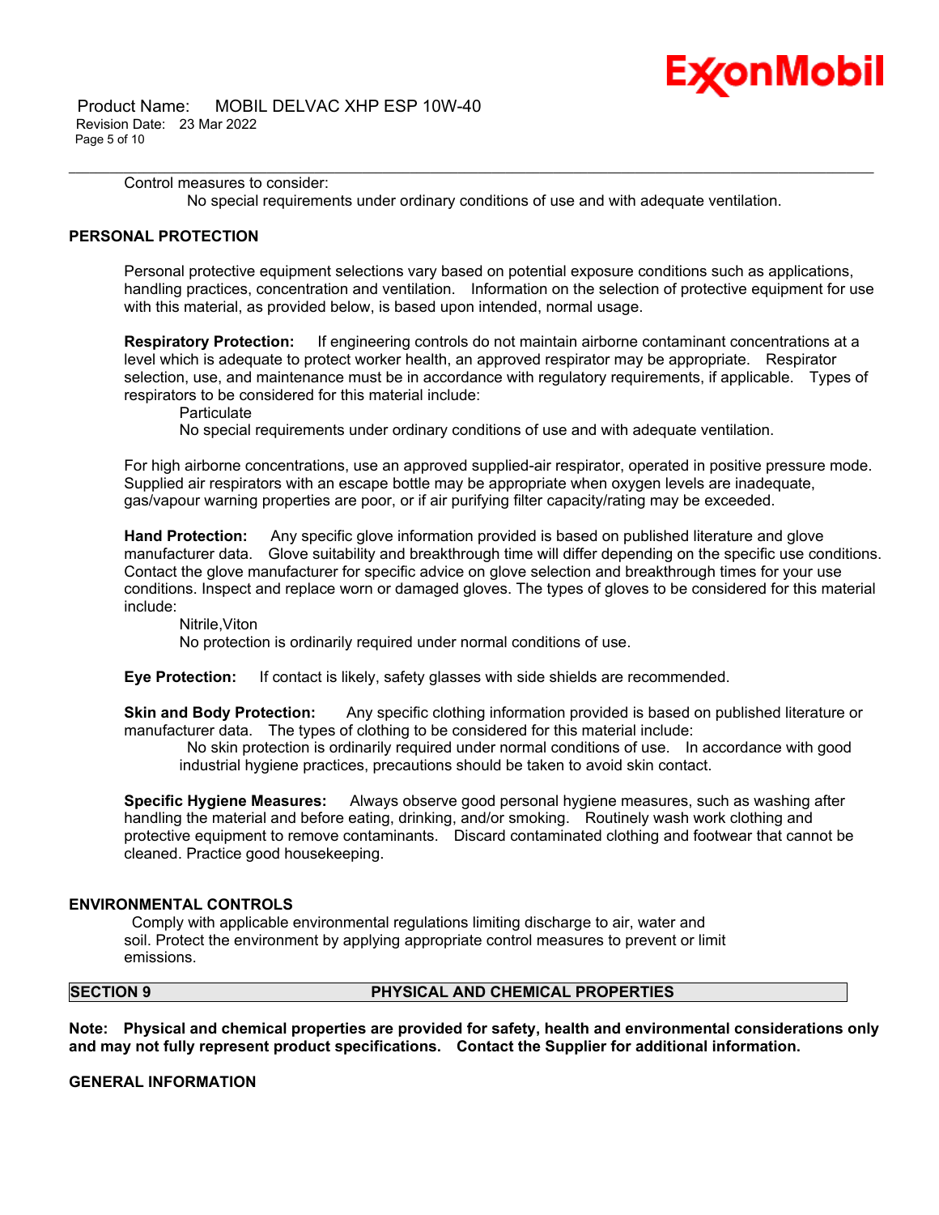Control measures to consider:

No special requirements under ordinary conditions of use and with adequate ventilation.

## PERSONAL PROTECTION

Personal protective equipment selections vary based on potential exposure conditions such as applications, handling practices, concentration and ventilation. Information on the selection of protective equipment for use with this material, as provided below, is based upon intended, normal usage.

**Respiratory Protection:** If engineering controls do not maintain airborne contaminant concentrations at a level which is adequate to protect worker health, an approved respirator may be appropriate. Respirator selection, use, and maintenance must be in accordance with regulatory requirements, if applicable. Types of respirators to be considered for this material include:

Particulate
No special requirements under ordinary conditions of use and with adequate ventilation.

For high airborne concentrations, use an approved supplied-air respirator, operated in positive pressure mode. Supplied air respirators with an escape bottle may be appropriate when oxygen levels are inadequate, gas/vapour warning properties are poor, or if air purifying filter capacity/rating may be exceeded.

**Hand Protection:** Any specific glove information provided is based on published literature and glove manufacturer data. Glove suitability and breakthrough time will differ depending on the specific use conditions. Contact the glove manufacturer for specific advice on glove selection and breakthrough times for your use conditions. Inspect and replace worn or damaged gloves. The types of gloves to be considered for this material include:

Nitrile,Viton
No protection is ordinarily required under normal conditions of use.

**Eye Protection:** If contact is likely, safety glasses with side shields are recommended.

**Skin and Body Protection:** Any specific clothing information provided is based on published literature or manufacturer data. The types of clothing to be considered for this material include:

No skin protection is ordinarily required under normal conditions of use. In accordance with good industrial hygiene practices, precautions should be taken to avoid skin contact.

**Specific Hygiene Measures:** Always observe good personal hygiene measures, such as washing after handling the material and before eating, drinking, and/or smoking. Routinely wash work clothing and protective equipment to remove contaminants. Discard contaminated clothing and footwear that cannot be cleaned. Practice good housekeeping.

## ENVIRONMENTAL CONTROLS

Comply with applicable environmental regulations limiting discharge to air, water and soil. Protect the environment by applying appropriate control measures to prevent or limit emissions.

## SECTION 9 PHYSICAL AND CHEMICAL PROPERTIES

**Note: Physical and chemical properties are provided for safety, health and environmental considerations only and may not fully represent product specifications. Contact the Supplier for additional information.**

## GENERAL INFORMATION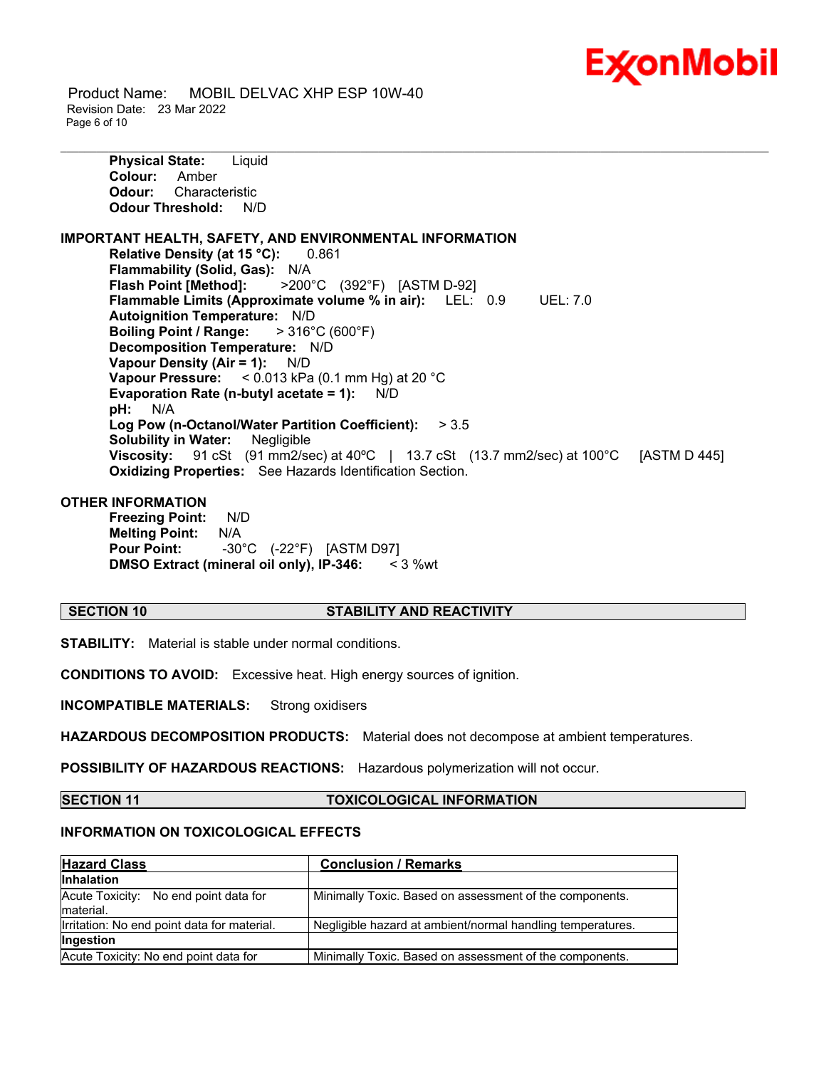**Physical State:** Liquid
**Colour:** Amber
**Odour:** Characteristic
**Odour Threshold:** N/D

**IMPORTANT HEALTH, SAFETY, AND ENVIRONMENTAL INFORMATION**

**Relative Density (at 15 °C):** 0.861
**Flammability (Solid, Gas):** N/A
**Flash Point [Method]:** >200°C (392°F) [ASTM D-92]
**Flammable Limits (Approximate volume % in air):** LEL: 0.9 UEL: 7.0
**Autoignition Temperature:** N/D
**Boiling Point / Range:** > 316°C (600°F)
**Decomposition Temperature:** N/D
**Vapour Density (Air = 1):** N/D
**Vapour Pressure:** < 0.013 kPa (0.1 mm Hg) at 20 °C
**Evaporation Rate (n-butyl acetate = 1):** N/D
**pH:** N/A
**Log Pow (n-Octanol/Water Partition Coefficient):** > 3.5
**Solubility in Water:** Negligible
**Viscosity:** 91 cSt (91 mm2/sec) at 40ºC | 13.7 cSt (13.7 mm2/sec) at 100°C [ASTM D 445]
**Oxidizing Properties:** See Hazards Identification Section.

**OTHER INFORMATION**

**Freezing Point:** N/D
**Melting Point:** N/A
**Pour Point:** -30°C (-22°F) [ASTM D97]
**DMSO Extract (mineral oil only), IP-346:** < 3 %wt

## SECTION 10 STABILITY AND REACTIVITY

**STABILITY:** Material is stable under normal conditions.

**CONDITIONS TO AVOID:** Excessive heat. High energy sources of ignition.

**INCOMPATIBLE MATERIALS:** Strong oxidisers

**HAZARDOUS DECOMPOSITION PRODUCTS:** Material does not decompose at ambient temperatures.

**POSSIBILITY OF HAZARDOUS REACTIONS:** Hazardous polymerization will not occur.

## SECTION 11 TOXICOLOGICAL INFORMATION

**INFORMATION ON TOXICOLOGICAL EFFECTS**

| Hazard Class | Conclusion / Remarks |
|---|---|
| **Inhalation** | |
| Acute Toxicity: No end point data for material. | Minimally Toxic. Based on assessment of the components. |
| Irritation: No end point data for material. | Negligible hazard at ambient/normal handling temperatures. |
| **Ingestion** | |
| Acute Toxicity: No end point data for | Minimally Toxic. Based on assessment of the components. |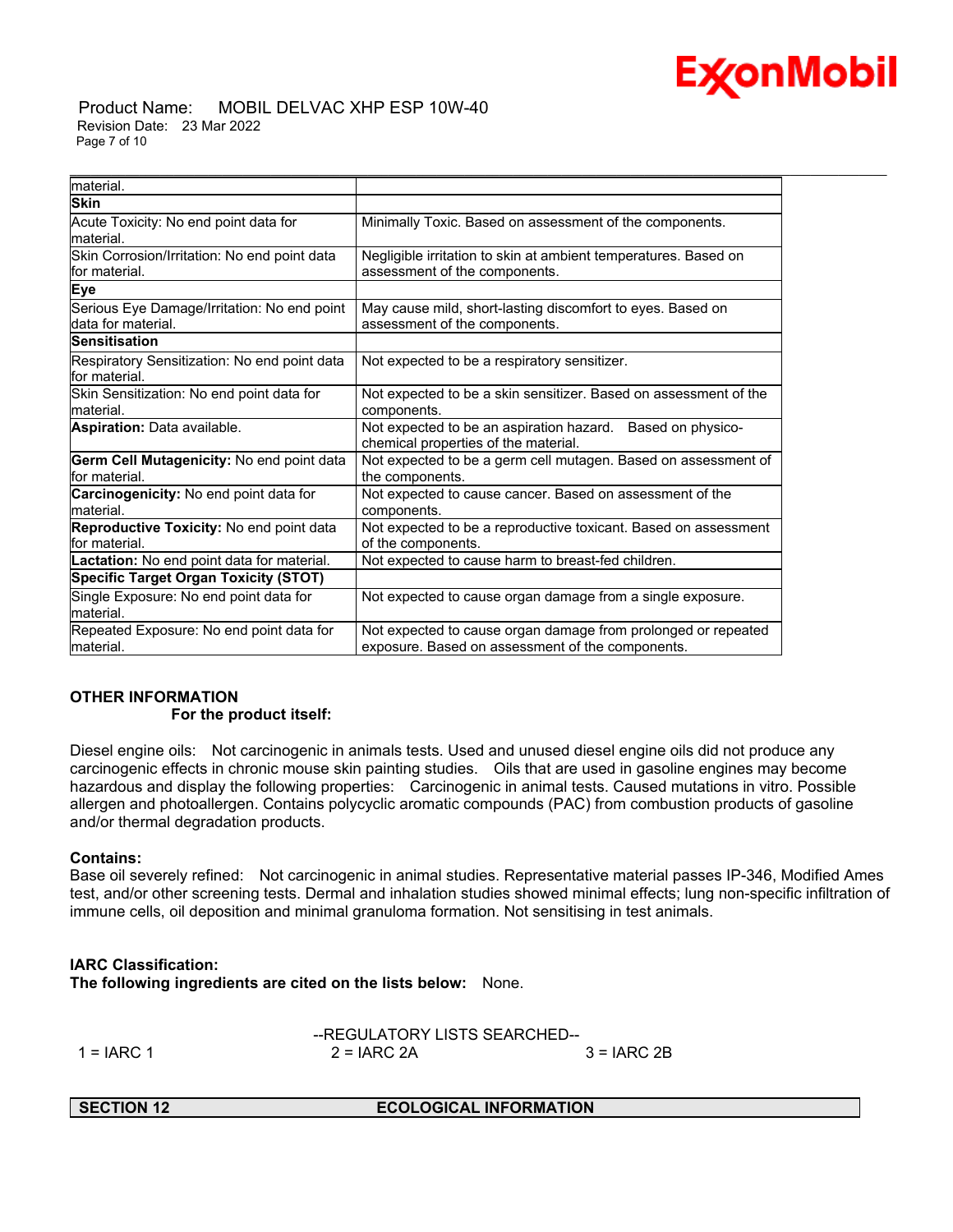| material. | |
|---|---|
| **Skin** | |
| Acute Toxicity: No end point data for material. | Minimally Toxic. Based on assessment of the components. |
| Skin Corrosion/Irritation: No end point data for material. | Negligible irritation to skin at ambient temperatures. Based on assessment of the components. |
| **Eye** | |
| Serious Eye Damage/Irritation: No end point data for material. | May cause mild, short-lasting discomfort to eyes. Based on assessment of the components. |
| **Sensitisation** | |
| Respiratory Sensitization: No end point data for material. | Not expected to be a respiratory sensitizer. |
| Skin Sensitization: No end point data for material. | Not expected to be a skin sensitizer. Based on assessment of the components. |
| **Aspiration:** Data available. | Not expected to be an aspiration hazard. Based on physico-chemical properties of the material. |
| **Germ Cell Mutagenicity:** No end point data for material. | Not expected to be a germ cell mutagen. Based on assessment of the components. |
| **Carcinogenicity:** No end point data for material. | Not expected to cause cancer. Based on assessment of the components. |
| **Reproductive Toxicity:** No end point data for material. | Not expected to be a reproductive toxicant. Based on assessment of the components. |
| **Lactation:** No end point data for material. | Not expected to cause harm to breast-fed children. |
| **Specific Target Organ Toxicity (STOT)** | |
| Single Exposure: No end point data for material. | Not expected to cause organ damage from a single exposure. |
| Repeated Exposure: No end point data for material. | Not expected to cause organ damage from prolonged or repeated exposure. Based on assessment of the components. |

**OTHER INFORMATION**

**For the product itself:**

Diesel engine oils: Not carcinogenic in animals tests. Used and unused diesel engine oils did not produce any carcinogenic effects in chronic mouse skin painting studies. Oils that are used in gasoline engines may become hazardous and display the following properties: Carcinogenic in animal tests. Caused mutations in vitro. Possible allergen and photoallergen. Contains polycyclic aromatic compounds (PAC) from combustion products of gasoline and/or thermal degradation products.

**Contains:**

Base oil severely refined: Not carcinogenic in animal studies. Representative material passes IP-346, Modified Ames test, and/or other screening tests. Dermal and inhalation studies showed minimal effects; lung non-specific infiltration of immune cells, oil deposition and minimal granuloma formation. Not sensitising in test animals.

**IARC Classification:**

**The following ingredients are cited on the lists below:** None.

--REGULATORY LISTS SEARCHED--

1 = IARC 1    2 = IARC 2A    3 = IARC 2B

## SECTION 12 ECOLOGICAL INFORMATION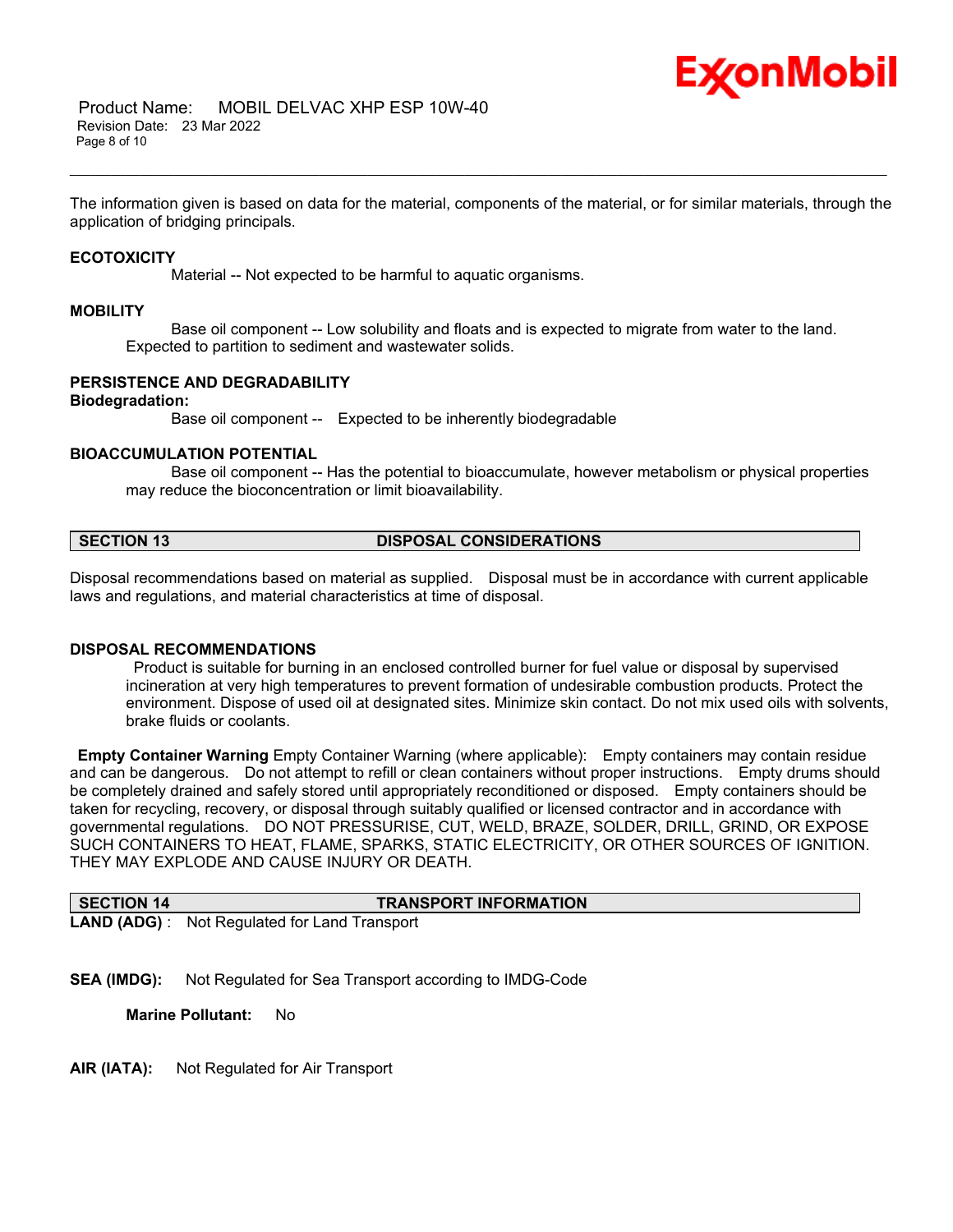The information given is based on data for the material, components of the material, or for similar materials, through the application of bridging principals.

### ECOTOXICITY

Material -- Not expected to be harmful to aquatic organisms.

### MOBILITY

Base oil component -- Low solubility and floats and is expected to migrate from water to the land. Expected to partition to sediment and wastewater solids.

### PERSISTENCE AND DEGRADABILITY

**Biodegradation:**

Base oil component -- Expected to be inherently biodegradable

### BIOACCUMULATION POTENTIAL

Base oil component -- Has the potential to bioaccumulate, however metabolism or physical properties may reduce the bioconcentration or limit bioavailability.

## SECTION 13 DISPOSAL CONSIDERATIONS

Disposal recommendations based on material as supplied. Disposal must be in accordance with current applicable laws and regulations, and material characteristics at time of disposal.

### DISPOSAL RECOMMENDATIONS

Product is suitable for burning in an enclosed controlled burner for fuel value or disposal by supervised incineration at very high temperatures to prevent formation of undesirable combustion products. Protect the environment. Dispose of used oil at designated sites. Minimize skin contact. Do not mix used oils with solvents, brake fluids or coolants.

**Empty Container Warning** Empty Container Warning (where applicable): Empty containers may contain residue and can be dangerous. Do not attempt to refill or clean containers without proper instructions. Empty drums should be completely drained and safely stored until appropriately reconditioned or disposed. Empty containers should be taken for recycling, recovery, or disposal through suitably qualified or licensed contractor and in accordance with governmental regulations. DO NOT PRESSURISE, CUT, WELD, BRAZE, SOLDER, DRILL, GRIND, OR EXPOSE SUCH CONTAINERS TO HEAT, FLAME, SPARKS, STATIC ELECTRICITY, OR OTHER SOURCES OF IGNITION. THEY MAY EXPLODE AND CAUSE INJURY OR DEATH.

## SECTION 14 TRANSPORT INFORMATION

**LAND (ADG)** : Not Regulated for Land Transport

**SEA (IMDG):** Not Regulated for Sea Transport according to IMDG-Code

**Marine Pollutant:** No

**AIR (IATA):** Not Regulated for Air Transport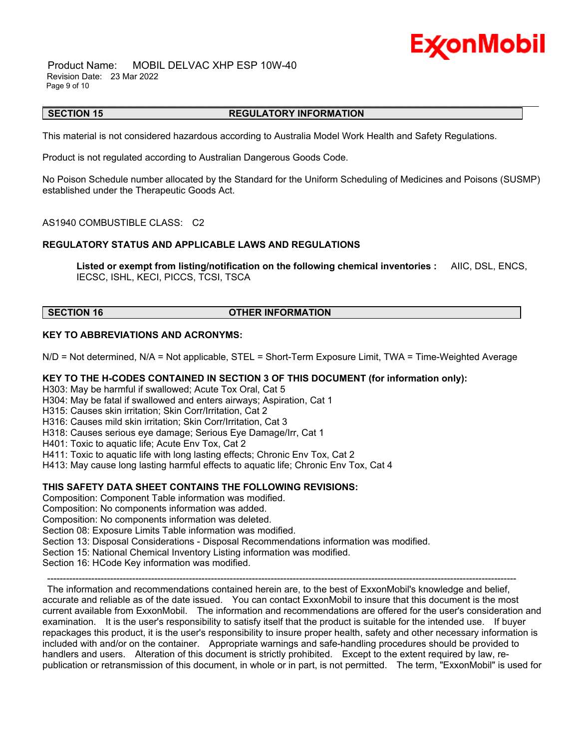## SECTION 15 REGULATORY INFORMATION

This material is not considered hazardous according to Australia Model Work Health and Safety Regulations.

Product is not regulated according to Australian Dangerous Goods Code.

No Poison Schedule number allocated by the Standard for the Uniform Scheduling of Medicines and Poisons (SUSMP) established under the Therapeutic Goods Act.

AS1940 COMBUSTIBLE CLASS: C2

**REGULATORY STATUS AND APPLICABLE LAWS AND REGULATIONS**

**Listed or exempt from listing/notification on the following chemical inventories :** AIIC, DSL, ENCS, IECSC, ISHL, KECI, PICCS, TCSI, TSCA

## SECTION 16 OTHER INFORMATION

**KEY TO ABBREVIATIONS AND ACRONYMS:**

N/D = Not determined, N/A = Not applicable, STEL = Short-Term Exposure Limit, TWA = Time-Weighted Average

**KEY TO THE H-CODES CONTAINED IN SECTION 3 OF THIS DOCUMENT (for information only):**

H303: May be harmful if swallowed; Acute Tox Oral, Cat 5
H304: May be fatal if swallowed and enters airways; Aspiration, Cat 1
H315: Causes skin irritation; Skin Corr/Irritation, Cat 2
H316: Causes mild skin irritation; Skin Corr/Irritation, Cat 3
H318: Causes serious eye damage; Serious Eye Damage/Irr, Cat 1
H401: Toxic to aquatic life; Acute Env Tox, Cat 2
H411: Toxic to aquatic life with long lasting effects; Chronic Env Tox, Cat 2
H413: May cause long lasting harmful effects to aquatic life; Chronic Env Tox, Cat 4

**THIS SAFETY DATA SHEET CONTAINS THE FOLLOWING REVISIONS:**

Composition: Component Table information was modified.
Composition: No components information was added.
Composition: No components information was deleted.
Section 08: Exposure Limits Table information was modified.
Section 13: Disposal Considerations - Disposal Recommendations information was modified.
Section 15: National Chemical Inventory Listing information was modified.
Section 16: HCode Key information was modified.

-----------------------------------------------------------------------------------------------------------------------------------------------

The information and recommendations contained herein are, to the best of ExxonMobil's knowledge and belief, accurate and reliable as of the date issued. You can contact ExxonMobil to insure that this document is the most current available from ExxonMobil. The information and recommendations are offered for the user's consideration and examination. It is the user's responsibility to satisfy itself that the product is suitable for the intended use. If buyer repackages this product, it is the user's responsibility to insure proper health, safety and other necessary information is included with and/or on the container. Appropriate warnings and safe-handling procedures should be provided to handlers and users. Alteration of this document is strictly prohibited. Except to the extent required by law, re-publication or retransmission of this document, in whole or in part, is not permitted. The term, "ExxonMobil" is used for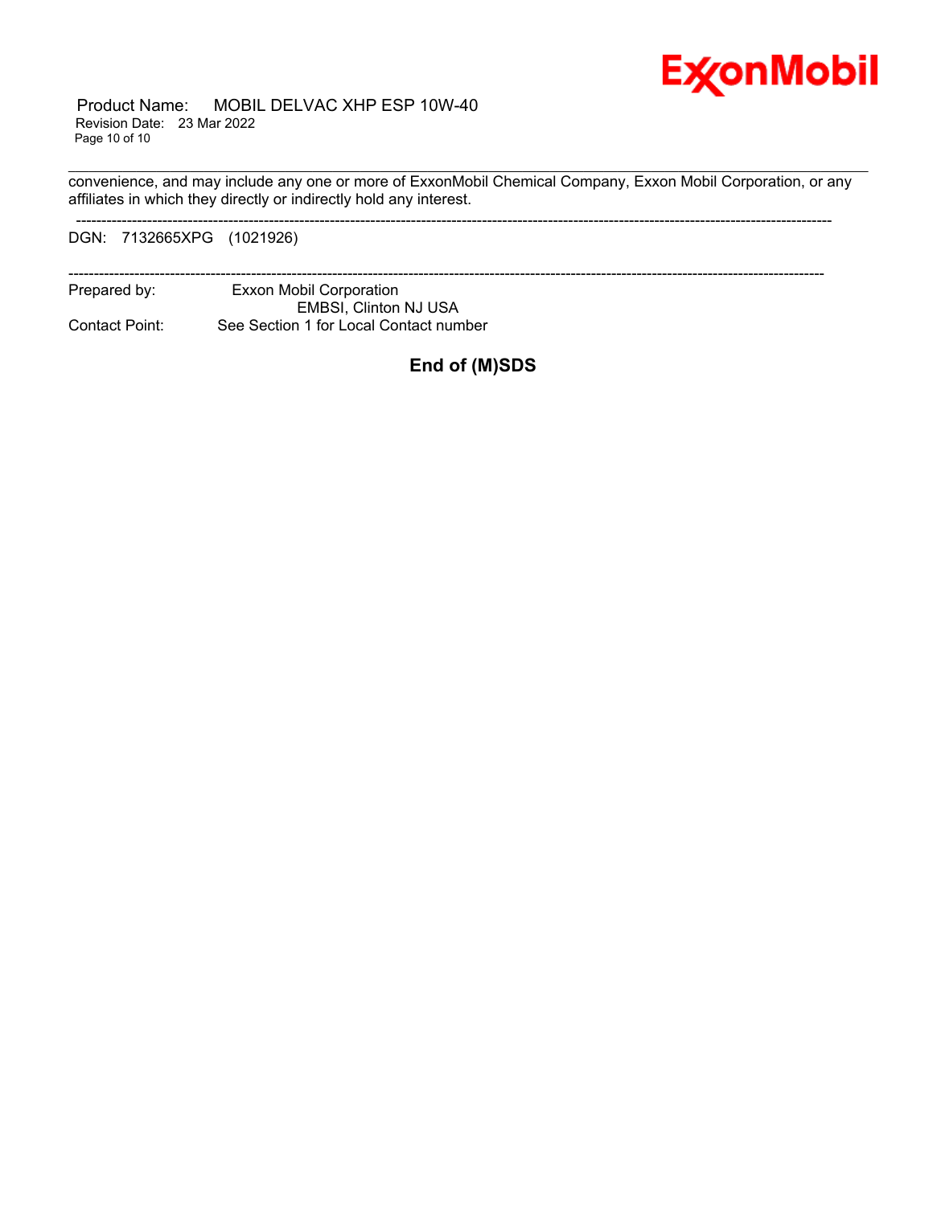convenience, and may include any one or more of ExxonMobil Chemical Company, Exxon Mobil Corporation, or any affiliates in which they directly or indirectly hold any interest.

---

DGN: 7132665XPG (1021926)

---

Prepared by: Exxon Mobil Corporation
EMBSI, Clinton NJ USA
Contact Point: See Section 1 for Local Contact number

**End of (M)SDS**